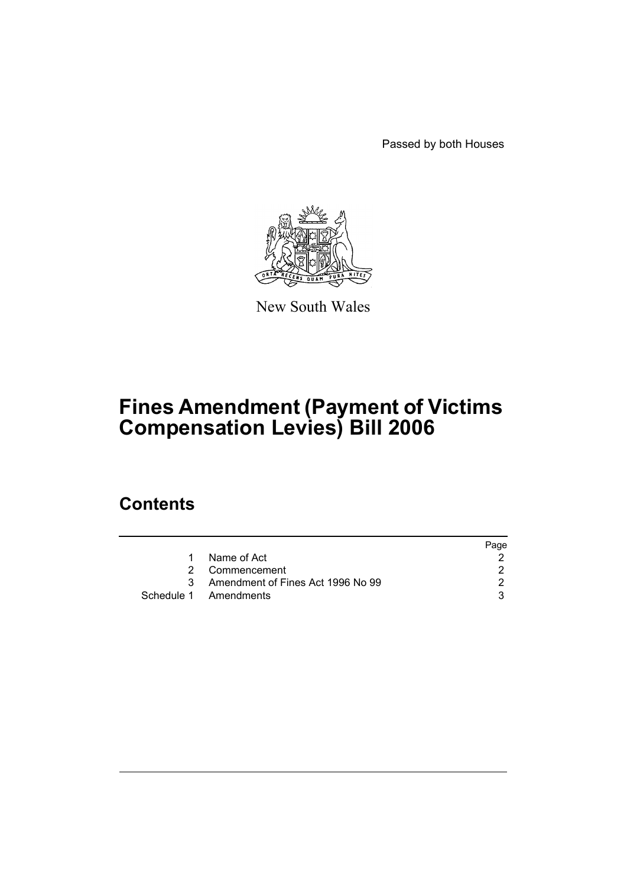Passed by both Houses

New South Wales

# Fines Amendment (Payment of Victims Compensation Levies) Bill 2006

## Contents

| | | Page |
|---|---|---|
| 1 | Name of Act | 2 |
| 2 | Commencement | 2 |
| 3 | Amendment of Fines Act 1996 No 99 | 2 |
| Schedule 1 | Amendments | 3 |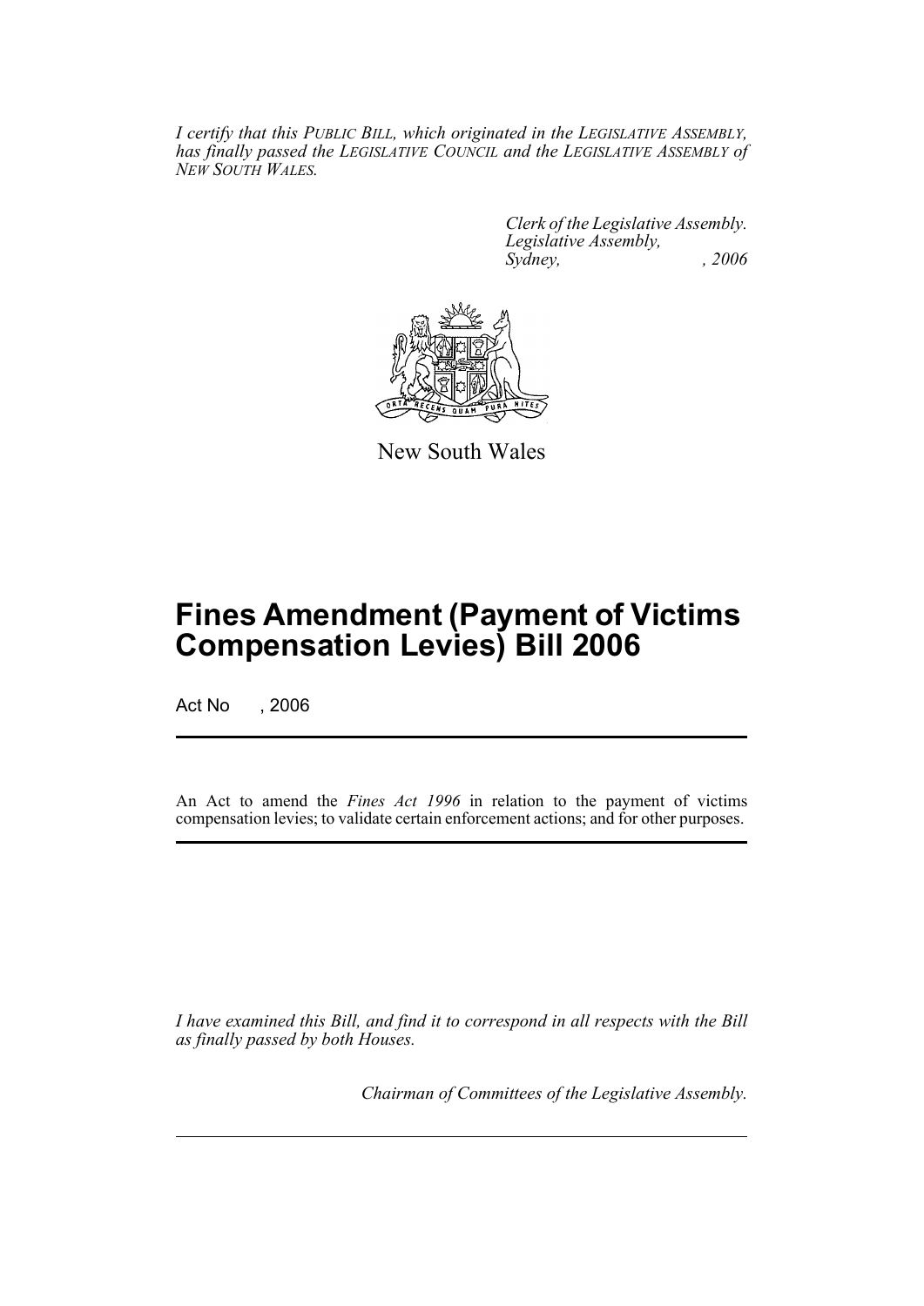*I certify that this PUBLIC BILL, which originated in the LEGISLATIVE ASSEMBLY, has finally passed the LEGISLATIVE COUNCIL and the LEGISLATIVE ASSEMBLY of NEW SOUTH WALES.*

*Clerk of the Legislative Assembly.*
*Legislative Assembly,*
*Sydney, , 2006*

New South Wales

# Fines Amendment (Payment of Victims Compensation Levies) Bill 2006

Act No , 2006

An Act to amend the *Fines Act 1996* in relation to the payment of victims compensation levies; to validate certain enforcement actions; and for other purposes.

*I have examined this Bill, and find it to correspond in all respects with the Bill as finally passed by both Houses.*

*Chairman of Committees of the Legislative Assembly.*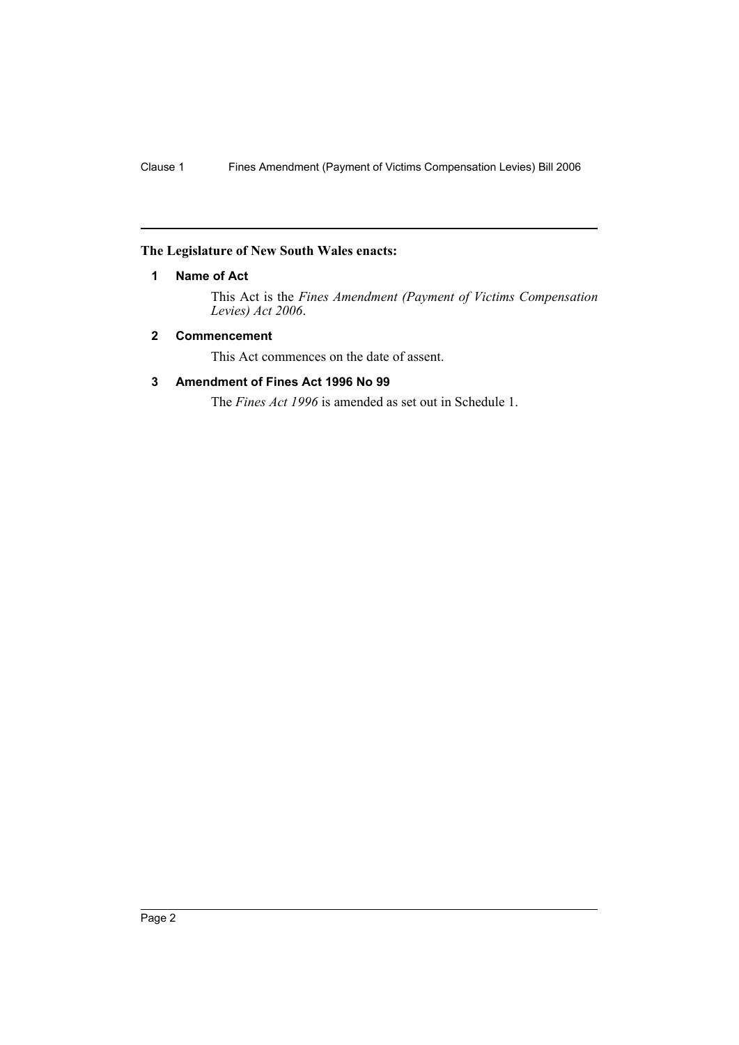**The Legislature of New South Wales enacts:**

### 1 Name of Act

This Act is the *Fines Amendment (Payment of Victims Compensation Levies) Act 2006*.

### 2 Commencement

This Act commences on the date of assent.

### 3 Amendment of Fines Act 1996 No 99

The *Fines Act 1996* is amended as set out in Schedule 1.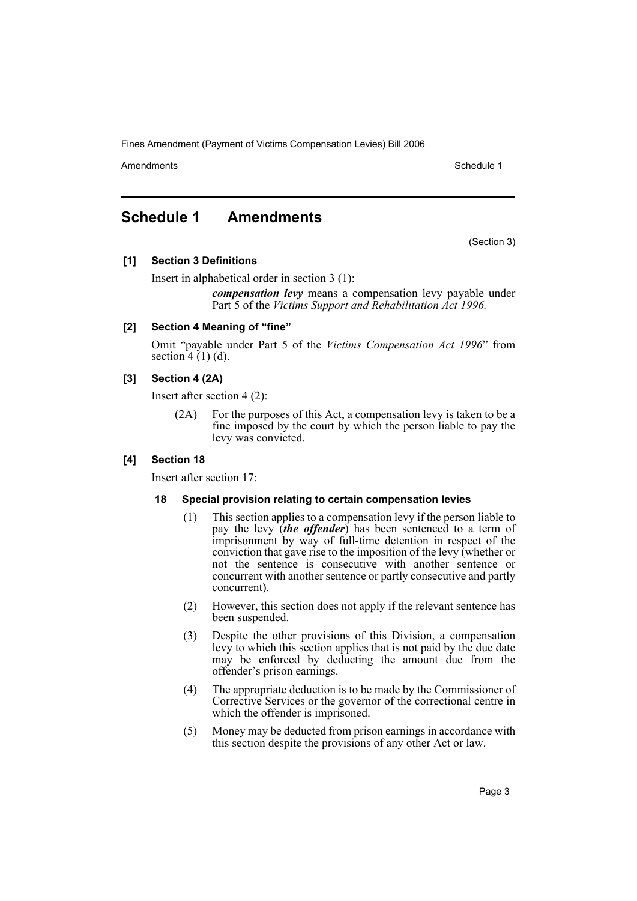# Schedule 1 Amendments

(Section 3)

**[1] Section 3 Definitions**

Insert in alphabetical order in section 3 (1):

> ***compensation levy*** means a compensation levy payable under Part 5 of the *Victims Support and Rehabilitation Act 1996.*

**[2] Section 4 Meaning of "fine"**

Omit "payable under Part 5 of the *Victims Compensation Act 1996*" from section 4 (1) (d).

**[3] Section 4 (2A)**

Insert after section 4 (2):

> (2A) For the purposes of this Act, a compensation levy is taken to be a fine imposed by the court by which the person liable to pay the levy was convicted.

**[4] Section 18**

Insert after section 17:

> **18 Special provision relating to certain compensation levies**
>
> (1) This section applies to a compensation levy if the person liable to pay the levy (***the offender***) has been sentenced to a term of imprisonment by way of full-time detention in respect of the conviction that gave rise to the imposition of the levy (whether or not the sentence is consecutive with another sentence or concurrent with another sentence or partly consecutive and partly concurrent).
>
> (2) However, this section does not apply if the relevant sentence has been suspended.
>
> (3) Despite the other provisions of this Division, a compensation levy to which this section applies that is not paid by the due date may be enforced by deducting the amount due from the offender's prison earnings.
>
> (4) The appropriate deduction is to be made by the Commissioner of Corrective Services or the governor of the correctional centre in which the offender is imprisoned.
>
> (5) Money may be deducted from prison earnings in accordance with this section despite the provisions of any other Act or law.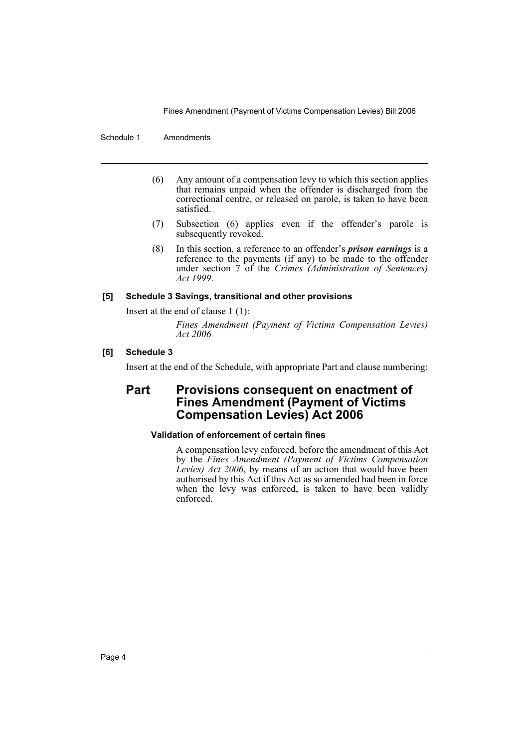(6) Any amount of a compensation levy to which this section applies that remains unpaid when the offender is discharged from the correctional centre, or released on parole, is taken to have been satisfied.

(7) Subsection (6) applies even if the offender's parole is subsequently revoked.

(8) In this section, a reference to an offender's ***prison earnings*** is a reference to the payments (if any) to be made to the offender under section 7 of the *Crimes (Administration of Sentences) Act 1999*.

**[5] Schedule 3 Savings, transitional and other provisions**

Insert at the end of clause 1 (1):

*Fines Amendment (Payment of Victims Compensation Levies) Act 2006*

**[6] Schedule 3**

Insert at the end of the Schedule, with appropriate Part and clause numbering:

## Part Provisions consequent on enactment of Fines Amendment (Payment of Victims Compensation Levies) Act 2006

#### Validation of enforcement of certain fines

A compensation levy enforced, before the amendment of this Act by the *Fines Amendment (Payment of Victims Compensation Levies) Act 2006*, by means of an action that would have been authorised by this Act if this Act as so amended had been in force when the levy was enforced, is taken to have been validly enforced.